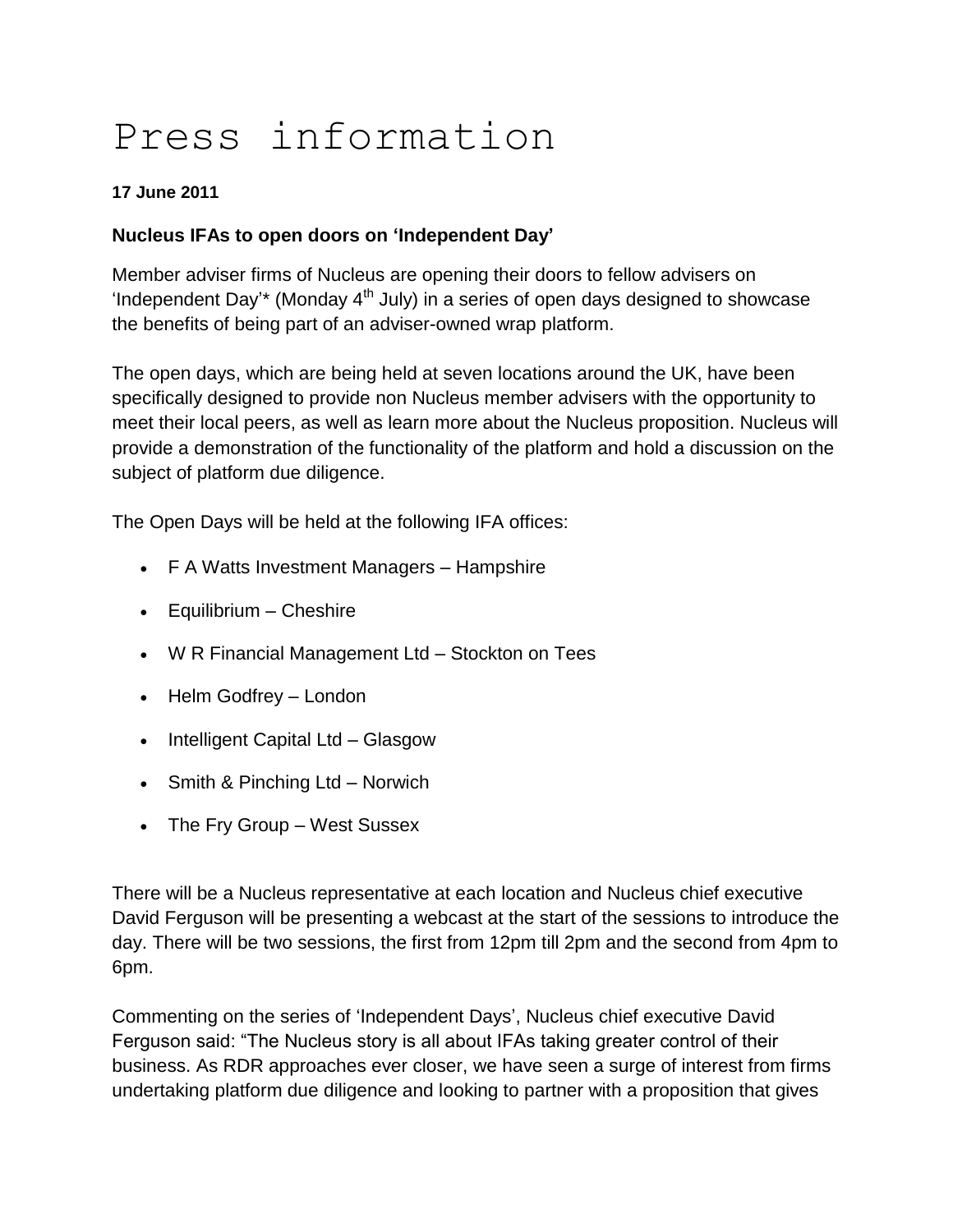# Press information

**17 June 2011**

**Nucleus IFAs to open doors on 'Independent Day'**

Member adviser firms of Nucleus are opening their doors to fellow advisers on 'Independent Day'* (Monday 4th July) in a series of open days designed to showcase the benefits of being part of an adviser-owned wrap platform.

The open days, which are being held at seven locations around the UK, have been specifically designed to provide non Nucleus member advisers with the opportunity to meet their local peers, as well as learn more about the Nucleus proposition. Nucleus will provide a demonstration of the functionality of the platform and hold a discussion on the subject of platform due diligence.

The Open Days will be held at the following IFA offices:

- F A Watts Investment Managers – Hampshire
- Equilibrium – Cheshire
- W R Financial Management Ltd – Stockton on Tees
- Helm Godfrey – London
- Intelligent Capital Ltd – Glasgow
- Smith & Pinching Ltd – Norwich
- The Fry Group – West Sussex

There will be a Nucleus representative at each location and Nucleus chief executive David Ferguson will be presenting a webcast at the start of the sessions to introduce the day. There will be two sessions, the first from 12pm till 2pm and the second from 4pm to 6pm.

Commenting on the series of 'Independent Days', Nucleus chief executive David Ferguson said: "The Nucleus story is all about IFAs taking greater control of their business. As RDR approaches ever closer, we have seen a surge of interest from firms undertaking platform due diligence and looking to partner with a proposition that gives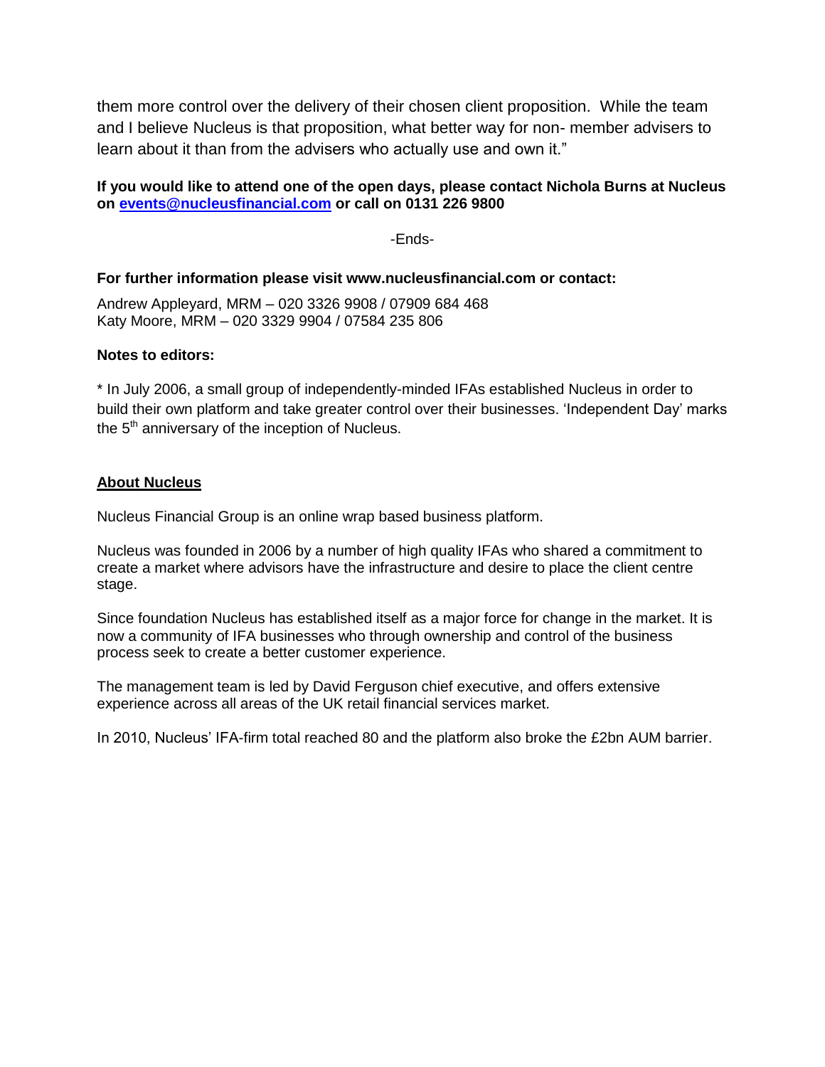them more control over the delivery of their chosen client proposition. While the team and I believe Nucleus is that proposition, what better way for non- member advisers to learn about it than from the advisers who actually use and own it."

**If you would like to attend one of the open days, please contact Nichola Burns at Nucleus on [events@nucleusfinancial.com](mailto:events@nucleusfinancial.com) or call on 0131 226 9800**

-Ends-

**For further information please visit www.nucleusfinancial.com or contact:**

Andrew Appleyard, MRM – 020 3326 9908 / 07909 684 468
Katy Moore, MRM – 020 3329 9904 / 07584 235 806

**Notes to editors:**

* In July 2006, a small group of independently-minded IFAs established Nucleus in order to build their own platform and take greater control over their businesses. 'Independent Day' marks the 5th anniversary of the inception of Nucleus.

## About Nucleus

Nucleus Financial Group is an online wrap based business platform.

Nucleus was founded in 2006 by a number of high quality IFAs who shared a commitment to create a market where advisors have the infrastructure and desire to place the client centre stage.

Since foundation Nucleus has established itself as a major force for change in the market. It is now a community of IFA businesses who through ownership and control of the business process seek to create a better customer experience.

The management team is led by David Ferguson chief executive, and offers extensive experience across all areas of the UK retail financial services market.

In 2010, Nucleus' IFA-firm total reached 80 and the platform also broke the £2bn AUM barrier.